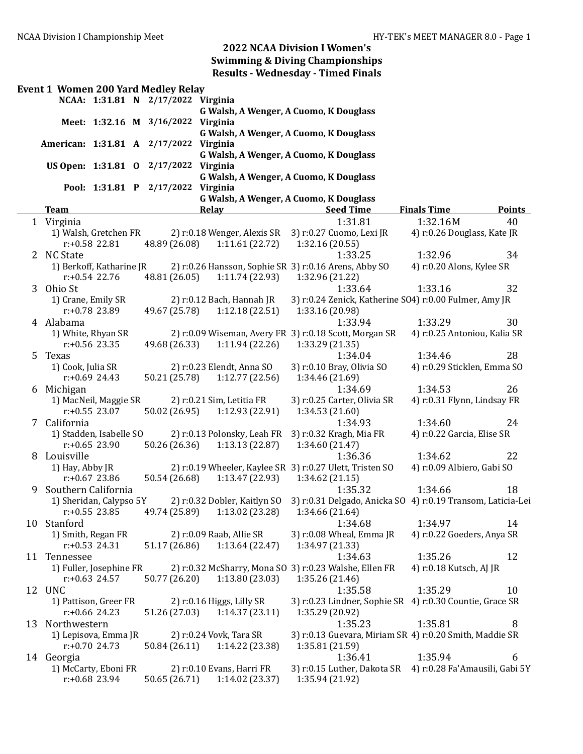# 2022 NCAA Division I Women's Swimming & Diving Championships

## Results - Wednesday - Timed Finals

### Event 1 Women 200 Yard Medley Relay

| Record | Time | | Date | Team |
|---|---|---|---|---|
| NCAA: | 1:31.81 | N | 2/17/2022 | Virginia<br>G Walsh, A Wenger, A Cuomo, K Douglass |
| Meet: | 1:32.16 | M | 3/16/2022 | Virginia<br>G Walsh, A Wenger, A Cuomo, K Douglass |
| American: | 1:31.81 | A | 2/17/2022 | Virginia<br>G Walsh, A Wenger, A Cuomo, K Douglass |
| US Open: | 1:31.81 | O | 2/17/2022 | Virginia<br>G Walsh, A Wenger, A Cuomo, K Douglass |
| Pool: | 1:31.81 | P | 2/17/2022 | Virginia<br>G Walsh, A Wenger, A Cuomo, K Douglass |

| | Team | Relay | Seed Time | Finals Time | Points |
|---|---|---|---|---|---|
| 1 | Virginia | | 1:31.81 | 1:32.16M | 40 |
| | 1) Walsh, Gretchen FR | 2) r:0.18 Wenger, Alexis SR | 3) r:0.27 Cuomo, Lexi JR | 4) r:0.26 Douglass, Kate JR | |
| | r:+0.58 22.81 | 48.89 (26.08) | 1:11.61 (22.72) | 1:32.16 (20.55) | |
| 2 | NC State | | 1:33.25 | 1:32.96 | 34 |
| | 1) Berkoff, Katharine JR | 2) r:0.26 Hansson, Sophie SR | 3) r:0.16 Arens, Abby SO | 4) r:0.20 Alons, Kylee SR | |
| | r:+0.54 22.76 | 48.81 (26.05) | 1:11.74 (22.93) | 1:32.96 (21.22) | |
| 3 | Ohio St | | 1:33.64 | 1:33.16 | 32 |
| | 1) Crane, Emily SR | 2) r:0.12 Bach, Hannah JR | 3) r:0.24 Zenick, Katherine SO | 4) r:0.00 Fulmer, Amy JR | |
| | r:+0.78 23.89 | 49.67 (25.78) | 1:12.18 (22.51) | 1:33.16 (20.98) | |
| 4 | Alabama | | 1:33.94 | 1:33.29 | 30 |
| | 1) White, Rhyan SR | 2) r:0.09 Wiseman, Avery FR | 3) r:0.18 Scott, Morgan SR | 4) r:0.25 Antoniou, Kalia SR | |
| | r:+0.56 23.35 | 49.68 (26.33) | 1:11.94 (22.26) | 1:33.29 (21.35) | |
| 5 | Texas | | 1:34.04 | 1:34.46 | 28 |
| | 1) Cook, Julia SR | 2) r:0.23 Elendt, Anna SO | 3) r:0.10 Bray, Olivia SO | 4) r:0.29 Sticklen, Emma SO | |
| | r:+0.69 24.43 | 50.21 (25.78) | 1:12.77 (22.56) | 1:34.46 (21.69) | |
| 6 | Michigan | | 1:34.69 | 1:34.53 | 26 |
| | 1) MacNeil, Maggie SR | 2) r:0.21 Sim, Letitia FR | 3) r:0.25 Carter, Olivia SR | 4) r:0.31 Flynn, Lindsay FR | |
| | r:+0.55 23.07 | 50.02 (26.95) | 1:12.93 (22.91) | 1:34.53 (21.60) | |
| 7 | California | | 1:34.93 | 1:34.60 | 24 |
| | 1) Stadden, Isabelle SO | 2) r:0.13 Polonsky, Leah FR | 3) r:0.32 Kragh, Mia FR | 4) r:0.22 Garcia, Elise SR | |
| | r:+0.65 23.90 | 50.26 (26.36) | 1:13.13 (22.87) | 1:34.60 (21.47) | |
| 8 | Louisville | | 1:36.36 | 1:34.62 | 22 |
| | 1) Hay, Abby JR | 2) r:0.19 Wheeler, Kaylee SR | 3) r:0.27 Ulett, Tristen SO | 4) r:0.09 Albiero, Gabi SO | |
| | r:+0.67 23.86 | 50.54 (26.68) | 1:13.47 (22.93) | 1:34.62 (21.15) | |
| 9 | Southern California | | 1:35.32 | 1:34.66 | 18 |
| | 1) Sheridan, Calypso 5Y | 2) r:0.32 Dobler, Kaitlyn SO | 3) r:0.31 Delgado, Anicka SO | 4) r:0.19 Transom, Laticia-Lei | |
| | r:+0.55 23.85 | 49.74 (25.89) | 1:13.02 (23.28) | 1:34.66 (21.64) | |
| 10 | Stanford | | 1:34.68 | 1:34.97 | 14 |
| | 1) Smith, Regan FR | 2) r:0.09 Raab, Allie SR | 3) r:0.08 Wheal, Emma JR | 4) r:0.22 Goeders, Anya SR | |
| | r:+0.53 24.31 | 51.17 (26.86) | 1:13.64 (22.47) | 1:34.97 (21.33) | |
| 11 | Tennessee | | 1:34.63 | 1:35.26 | 12 |
| | 1) Fuller, Josephine FR | 2) r:0.32 McSharry, Mona SO | 3) r:0.23 Walshe, Ellen FR | 4) r:0.18 Kutsch, AJ JR | |
| | r:+0.63 24.57 | 50.77 (26.20) | 1:13.80 (23.03) | 1:35.26 (21.46) | |
| 12 | UNC | | 1:35.58 | 1:35.29 | 10 |
| | 1) Pattison, Greer FR | 2) r:0.16 Higgs, Lilly SR | 3) r:0.23 Lindner, Sophie SR | 4) r:0.30 Countie, Grace SR | |
| | r:+0.66 24.23 | 51.26 (27.03) | 1:14.37 (23.11) | 1:35.29 (20.92) | |
| 13 | Northwestern | | 1:35.23 | 1:35.81 | 8 |
| | 1) Lepisova, Emma JR | 2) r:0.24 Vovk, Tara SR | 3) r:0.13 Guevara, Miriam SR | 4) r:0.20 Smith, Maddie SR | |
| | r:+0.70 24.73 | 50.84 (26.11) | 1:14.22 (23.38) | 1:35.81 (21.59) | |
| 14 | Georgia | | 1:36.41 | 1:35.94 | 6 |
| | 1) McCarty, Eboni FR | 2) r:0.10 Evans, Harri FR | 3) r:0.15 Luther, Dakota SR | 4) r:0.28 Fa'Amausili, Gabi 5Y | |
| | r:+0.68 23.94 | 50.65 (26.71) | 1:14.02 (23.37) | 1:35.94 (21.92) | |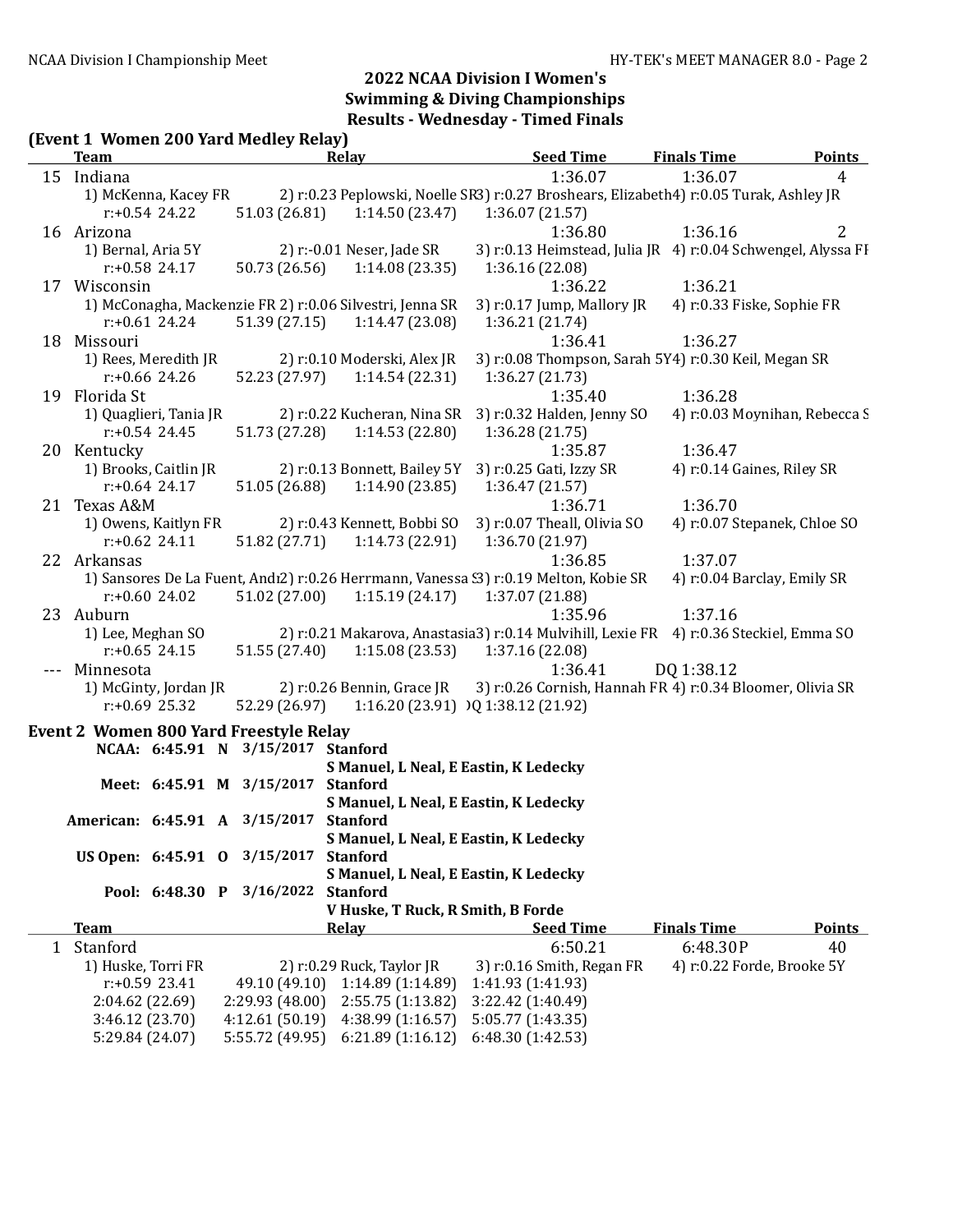## 2022 NCAA Division I Women's Swimming & Diving Championships

### Results - Wednesday - Timed Finals

**(Event 1 Women 200 Yard Medley Relay)**

| | Team | Relay | | | Seed Time | Finals Time | Points |
|---|---|---|---|---|---|---|---|
| 15 | Indiana | | | | 1:36.07 | 1:36.07 | 4 |
| | 1) McKenna, Kacey FR | 2) r:0.23 Peplowski, Noelle SR | 3) r:0.27 Broshears, Elizabeth | 4) r:0.05 Turak, Ashley JR | | | |
| | r:+0.54 24.22 | 51.03 (26.81) | 1:14.50 (23.47) | 1:36.07 (21.57) | | | |
| 16 | Arizona | | | | 1:36.80 | 1:36.16 | 2 |
| | 1) Bernal, Aria 5Y | 2) r:-0.01 Neser, Jade SR | 3) r:0.13 Heimstead, Julia JR | 4) r:0.04 Schwengel, Alyssa FF | | | |
| | r:+0.58 24.17 | 50.73 (26.56) | 1:14.08 (23.35) | 1:36.16 (22.08) | | | |
| 17 | Wisconsin | | | | 1:36.22 | 1:36.21 | |
| | 1) McConagha, Mackenzie FR | 2) r:0.06 Silvestri, Jenna SR | 3) r:0.17 Jump, Mallory JR | 4) r:0.33 Fiske, Sophie FR | | | |
| | r:+0.61 24.24 | 51.39 (27.15) | 1:14.47 (23.08) | 1:36.21 (21.74) | | | |
| 18 | Missouri | | | | 1:36.41 | 1:36.27 | |
| | 1) Rees, Meredith JR | 2) r:0.10 Moderski, Alex JR | 3) r:0.08 Thompson, Sarah 5Y | 4) r:0.30 Keil, Megan SR | | | |
| | r:+0.66 24.26 | 52.23 (27.97) | 1:14.54 (22.31) | 1:36.27 (21.73) | | | |
| 19 | Florida St | | | | 1:35.40 | 1:36.28 | |
| | 1) Quaglieri, Tania JR | 2) r:0.22 Kucheran, Nina SR | 3) r:0.32 Halden, Jenny SO | 4) r:0.03 Moynihan, Rebecca S | | | |
| | r:+0.54 24.45 | 51.73 (27.28) | 1:14.53 (22.80) | 1:36.28 (21.75) | | | |
| 20 | Kentucky | | | | 1:35.87 | 1:36.47 | |
| | 1) Brooks, Caitlin JR | 2) r:0.13 Bonnett, Bailey 5Y | 3) r:0.25 Gati, Izzy SR | 4) r:0.14 Gaines, Riley SR | | | |
| | r:+0.64 24.17 | 51.05 (26.88) | 1:14.90 (23.85) | 1:36.47 (21.57) | | | |
| 21 | Texas A&M | | | | 1:36.71 | 1:36.70 | |
| | 1) Owens, Kaitlyn FR | 2) r:0.43 Kennett, Bobbi SO | 3) r:0.07 Theall, Olivia SO | 4) r:0.07 Stepanek, Chloe SO | | | |
| | r:+0.62 24.11 | 51.82 (27.71) | 1:14.73 (22.91) | 1:36.70 (21.97) | | | |
| 22 | Arkansas | | | | 1:36.85 | 1:37.07 | |
| | 1) Sansores De La Fuent, Andr | 2) r:0.26 Herrmann, Vanessa S | 3) r:0.19 Melton, Kobie SR | 4) r:0.04 Barclay, Emily SR | | | |
| | r:+0.60 24.02 | 51.02 (27.00) | 1:15.19 (24.17) | 1:37.07 (21.88) | | | |
| 23 | Auburn | | | | 1:35.96 | 1:37.16 | |
| | 1) Lee, Meghan SO | 2) r:0.21 Makarova, Anastasia | 3) r:0.14 Mulvihill, Lexie FR | 4) r:0.36 Steckiel, Emma SO | | | |
| | r:+0.65 24.15 | 51.55 (27.40) | 1:15.08 (23.53) | 1:37.16 (22.08) | | | |
| --- | Minnesota | | | | 1:36.41 | DQ 1:38.12 | |
| | 1) McGinty, Jordan JR | 2) r:0.26 Bennin, Grace JR | 3) r:0.26 Cornish, Hannah FR | 4) r:0.34 Bloomer, Olivia SR | | | |
| | r:+0.69 25.32 | 52.29 (26.97) | 1:16.20 (23.91) | DQ 1:38.12 (21.92) | | | |

**Event 2 Women 800 Yard Freestyle Relay**

| Record | Time | Code | Date | Team / Swimmers |
|---|---|---|---|---|
| NCAA: | 6:45.91 | N | 3/15/2017 | **Stanford** — S Manuel, L Neal, E Eastin, K Ledecky |
| Meet: | 6:45.91 | M | 3/15/2017 | **Stanford** — S Manuel, L Neal, E Eastin, K Ledecky |
| American: | 6:45.91 | A | 3/15/2017 | **Stanford** — S Manuel, L Neal, E Eastin, K Ledecky |
| US Open: | 6:45.91 | O | 3/15/2017 | **Stanford** — S Manuel, L Neal, E Eastin, K Ledecky |
| Pool: | 6:48.30 | P | 3/16/2022 | **Stanford** — V Huske, T Ruck, R Smith, B Forde |

| | Team | Relay | | | Seed Time | Finals Time | Points |
|---|---|---|---|---|---|---|---|
| 1 | Stanford | | | | 6:50.21 | 6:48.30P | 40 |
| | 1) Huske, Torri FR | 2) r:0.29 Ruck, Taylor JR | 3) r:0.16 Smith, Regan FR | 4) r:0.22 Forde, Brooke 5Y | | | |
| | r:+0.59 23.41 | 49.10 (49.10) | 1:14.89 (1:14.89) | 1:41.93 (1:41.93) | | | |
| | 2:04.62 (22.69) | 2:29.93 (48.00) | 2:55.75 (1:13.82) | 3:22.42 (1:40.49) | | | |
| | 3:46.12 (23.70) | 4:12.61 (50.19) | 4:38.99 (1:16.57) | 5:05.77 (1:43.35) | | | |
| | 5:29.84 (24.07) | 5:55.72 (49.95) | 6:21.89 (1:16.12) | 6:48.30 (1:42.53) | | | |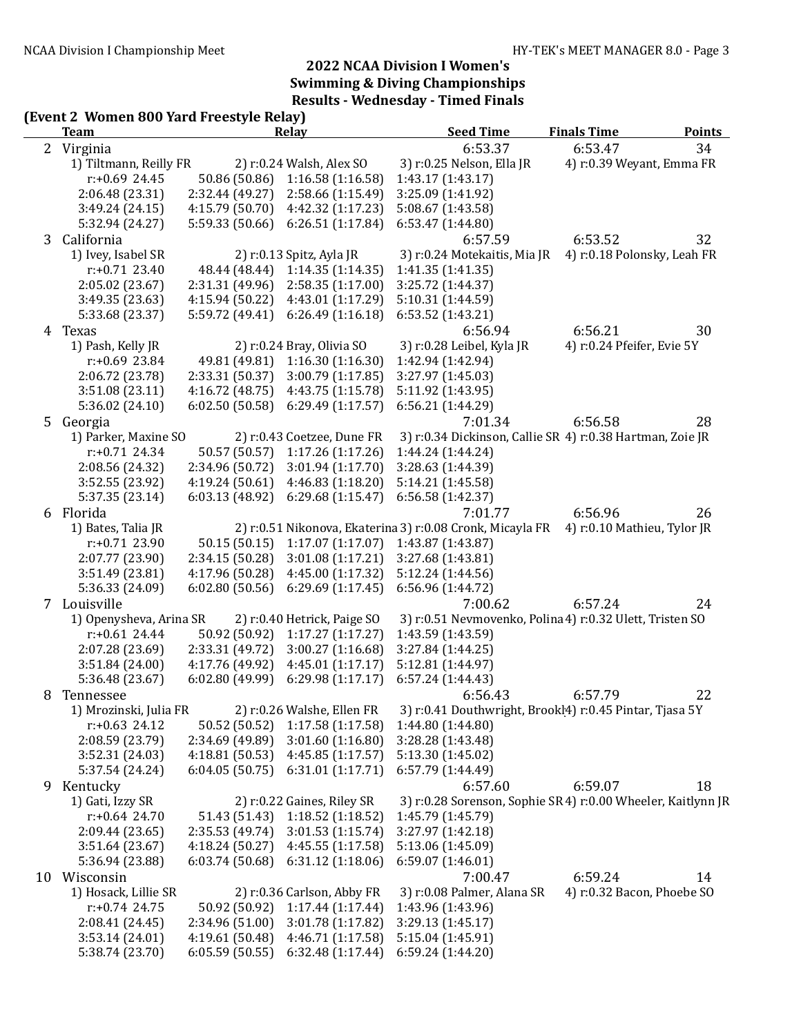## 2022 NCAA Division I Women's Swimming & Diving Championships

### Results - Wednesday - Timed Finals

**(Event 2 Women 800 Yard Freestyle Relay)**

| | Team | Relay | | Seed Time | Finals Time | Points |
|---|---|---|---|---|---|---|
| 2 | Virginia | | | 6:53.37 | 6:53.47 | 34 |
| | 1) Tiltmann, Reilly FR | 2) r:0.24 Walsh, Alex SO | 3) r:0.25 Nelson, Ella JR | 4) r:0.39 Weyant, Emma FR | | |
| | r:+0.69 24.45 | 50.86 (50.86) | 1:16.58 (1:16.58) | 1:43.17 (1:43.17) | | |
| | 2:06.48 (23.31) | 2:32.44 (49.27) | 2:58.66 (1:15.49) | 3:25.09 (1:41.92) | | |
| | 3:49.24 (24.15) | 4:15.79 (50.70) | 4:42.32 (1:17.23) | 5:08.67 (1:43.58) | | |
| | 5:32.94 (24.27) | 5:59.33 (50.66) | 6:26.51 (1:17.84) | 6:53.47 (1:44.80) | | |
| 3 | California | | | 6:57.59 | 6:53.52 | 32 |
| | 1) Ivey, Isabel SR | 2) r:0.13 Spitz, Ayla JR | 3) r:0.24 Motekaitis, Mia JR | 4) r:0.18 Polonsky, Leah FR | | |
| | r:+0.71 23.40 | 48.44 (48.44) | 1:14.35 (1:14.35) | 1:41.35 (1:41.35) | | |
| | 2:05.02 (23.67) | 2:31.31 (49.96) | 2:58.35 (1:17.00) | 3:25.72 (1:44.37) | | |
| | 3:49.35 (23.63) | 4:15.94 (50.22) | 4:43.01 (1:17.29) | 5:10.31 (1:44.59) | | |
| | 5:33.68 (23.37) | 5:59.72 (49.41) | 6:26.49 (1:16.18) | 6:53.52 (1:43.21) | | |
| 4 | Texas | | | 6:56.94 | 6:56.21 | 30 |
| | 1) Pash, Kelly JR | 2) r:0.24 Bray, Olivia SO | 3) r:0.28 Leibel, Kyla JR | 4) r:0.24 Pfeifer, Evie 5Y | | |
| | r:+0.69 23.84 | 49.81 (49.81) | 1:16.30 (1:16.30) | 1:42.94 (1:42.94) | | |
| | 2:06.72 (23.78) | 2:33.31 (50.37) | 3:00.79 (1:17.85) | 3:27.97 (1:45.03) | | |
| | 3:51.08 (23.11) | 4:16.72 (48.75) | 4:43.75 (1:15.78) | 5:11.92 (1:43.95) | | |
| | 5:36.02 (24.10) | 6:02.50 (50.58) | 6:29.49 (1:17.57) | 6:56.21 (1:44.29) | | |
| 5 | Georgia | | | 7:01.34 | 6:56.58 | 28 |
| | 1) Parker, Maxine SO | 2) r:0.43 Coetzee, Dune FR | 3) r:0.34 Dickinson, Callie SR | 4) r:0.38 Hartman, Zoie JR | | |
| | r:+0.71 24.34 | 50.57 (50.57) | 1:17.26 (1:17.26) | 1:44.24 (1:44.24) | | |
| | 2:08.56 (24.32) | 2:34.96 (50.72) | 3:01.94 (1:17.70) | 3:28.63 (1:44.39) | | |
| | 3:52.55 (23.92) | 4:19.24 (50.61) | 4:46.83 (1:18.20) | 5:14.21 (1:45.58) | | |
| | 5:37.35 (23.14) | 6:03.13 (48.92) | 6:29.68 (1:15.47) | 6:56.58 (1:42.37) | | |
| 6 | Florida | | | 7:01.77 | 6:56.96 | 26 |
| | 1) Bates, Talia JR | 2) r:0.51 Nikonova, Ekaterina | 3) r:0.08 Cronk, Micayla FR | 4) r:0.10 Mathieu, Tylor JR | | |
| | r:+0.71 23.90 | 50.15 (50.15) | 1:17.07 (1:17.07) | 1:43.87 (1:43.87) | | |
| | 2:07.77 (23.90) | 2:34.15 (50.28) | 3:01.08 (1:17.21) | 3:27.68 (1:43.81) | | |
| | 3:51.49 (23.81) | 4:17.96 (50.28) | 4:45.00 (1:17.32) | 5:12.24 (1:44.56) | | |
| | 5:36.33 (24.09) | 6:02.80 (50.56) | 6:29.69 (1:17.45) | 6:56.96 (1:44.72) | | |
| 7 | Louisville | | | 7:00.62 | 6:57.24 | 24 |
| | 1) Openysheva, Arina SR | 2) r:0.40 Hetrick, Paige SO | 3) r:0.51 Nevmovenko, Polina | 4) r:0.32 Ulett, Tristen SO | | |
| | r:+0.61 24.44 | 50.92 (50.92) | 1:17.27 (1:17.27) | 1:43.59 (1:43.59) | | |
| | 2:07.28 (23.69) | 2:33.31 (49.72) | 3:00.27 (1:16.68) | 3:27.84 (1:44.25) | | |
| | 3:51.84 (24.00) | 4:17.76 (49.92) | 4:45.01 (1:17.17) | 5:12.81 (1:44.97) | | |
| | 5:36.48 (23.67) | 6:02.80 (49.99) | 6:29.98 (1:17.17) | 6:57.24 (1:44.43) | | |
| 8 | Tennessee | | | 6:56.43 | 6:57.79 | 22 |
| | 1) Mrozinski, Julia FR | 2) r:0.26 Walshe, Ellen FR | 3) r:0.41 Douthwright, Brookl | 4) r:0.45 Pintar, Tjasa 5Y | | |
| | r:+0.63 24.12 | 50.52 (50.52) | 1:17.58 (1:17.58) | 1:44.80 (1:44.80) | | |
| | 2:08.59 (23.79) | 2:34.69 (49.89) | 3:01.60 (1:16.80) | 3:28.28 (1:43.48) | | |
| | 3:52.31 (24.03) | 4:18.81 (50.53) | 4:45.85 (1:17.57) | 5:13.30 (1:45.02) | | |
| | 5:37.54 (24.24) | 6:04.05 (50.75) | 6:31.01 (1:17.71) | 6:57.79 (1:44.49) | | |
| 9 | Kentucky | | | 6:57.60 | 6:59.07 | 18 |
| | 1) Gati, Izzy SR | 2) r:0.22 Gaines, Riley SR | 3) r:0.28 Sorenson, Sophie SR | 4) r:0.00 Wheeler, Kaitlynn JR | | |
| | r:+0.64 24.70 | 51.43 (51.43) | 1:18.52 (1:18.52) | 1:45.79 (1:45.79) | | |
| | 2:09.44 (23.65) | 2:35.53 (49.74) | 3:01.53 (1:15.74) | 3:27.97 (1:42.18) | | |
| | 3:51.64 (23.67) | 4:18.24 (50.27) | 4:45.55 (1:17.58) | 5:13.06 (1:45.09) | | |
| | 5:36.94 (23.88) | 6:03.74 (50.68) | 6:31.12 (1:18.06) | 6:59.07 (1:46.01) | | |
| 10 | Wisconsin | | | 7:00.47 | 6:59.24 | 14 |
| | 1) Hosack, Lillie SR | 2) r:0.36 Carlson, Abby FR | 3) r:0.08 Palmer, Alana SR | 4) r:0.32 Bacon, Phoebe SO | | |
| | r:+0.74 24.75 | 50.92 (50.92) | 1:17.44 (1:17.44) | 1:43.96 (1:43.96) | | |
| | 2:08.41 (24.45) | 2:34.96 (51.00) | 3:01.78 (1:17.82) | 3:29.13 (1:45.17) | | |
| | 3:53.14 (24.01) | 4:19.61 (50.48) | 4:46.71 (1:17.58) | 5:15.04 (1:45.91) | | |
| | 5:38.74 (23.70) | 6:05.59 (50.55) | 6:32.48 (1:17.44) | 6:59.24 (1:44.20) | | |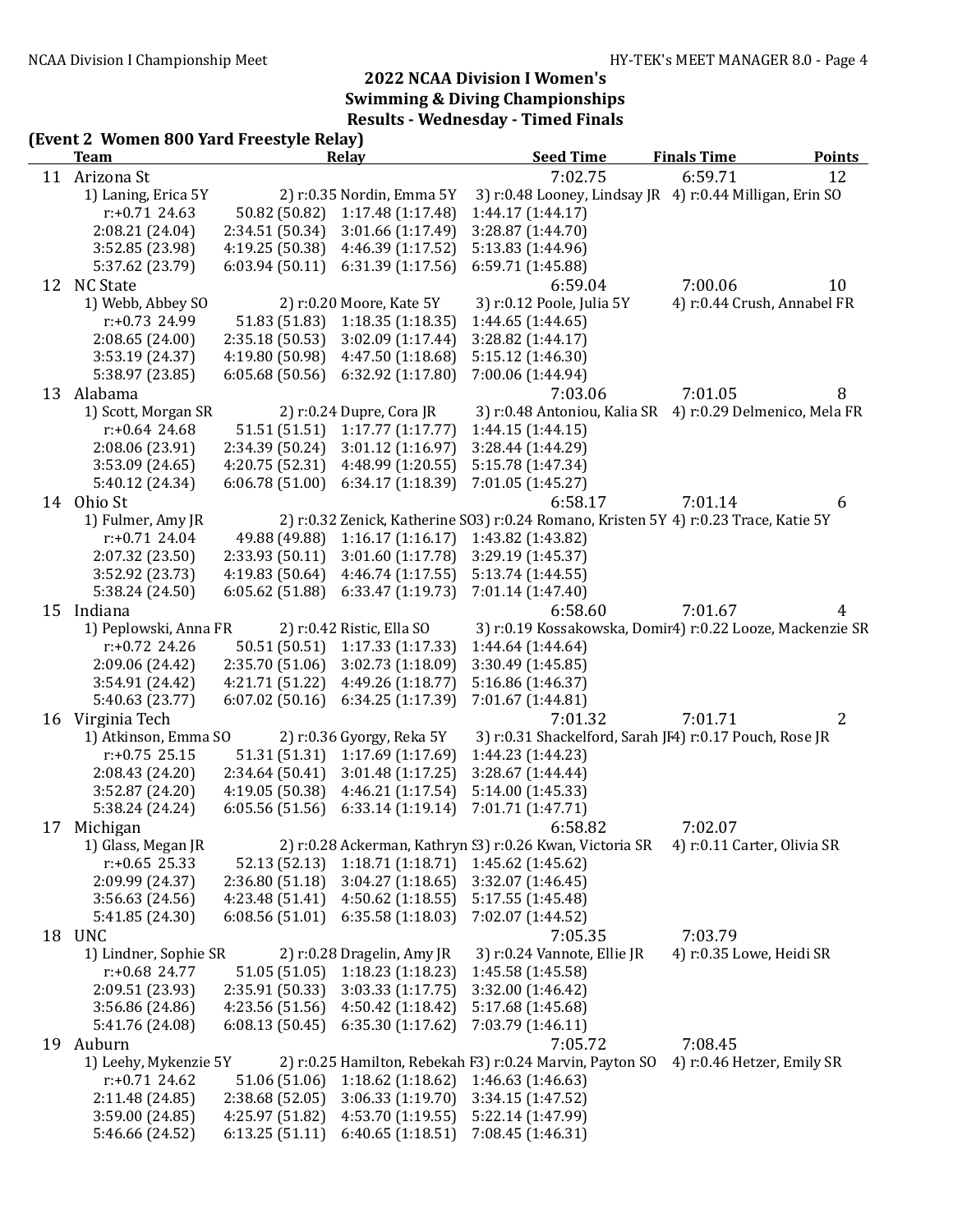## 2022 NCAA Division I Women's Swimming & Diving Championships

### Results - Wednesday - Timed Finals

**(Event 2 Women 800 Yard Freestyle Relay)**

| | Team | Relay | | Seed Time | Finals Time | Points |
|---|---|---|---|---|---|---|
| 11 | Arizona St | | | 7:02.75 | 6:59.71 | 12 |
| | 1) Laning, Erica 5Y | 2) r:0.35 Nordin, Emma 5Y | 3) r:0.48 Looney, Lindsay JR | 4) r:0.44 Milligan, Erin SO | | |
| | r:+0.71 24.63 | 50.82 (50.82) | 1:17.48 (1:17.48) | 1:44.17 (1:44.17) | | |
| | 2:08.21 (24.04) | 2:34.51 (50.34) | 3:01.66 (1:17.49) | 3:28.87 (1:44.70) | | |
| | 3:52.85 (23.98) | 4:19.25 (50.38) | 4:46.39 (1:17.52) | 5:13.83 (1:44.96) | | |
| | 5:37.62 (23.79) | 6:03.94 (50.11) | 6:31.39 (1:17.56) | 6:59.71 (1:45.88) | | |
| 12 | NC State | | | 6:59.04 | 7:00.06 | 10 |
| | 1) Webb, Abbey SO | 2) r:0.20 Moore, Kate 5Y | 3) r:0.12 Poole, Julia 5Y | 4) r:0.44 Crush, Annabel FR | | |
| | r:+0.73 24.99 | 51.83 (51.83) | 1:18.35 (1:18.35) | 1:44.65 (1:44.65) | | |
| | 2:08.65 (24.00) | 2:35.18 (50.53) | 3:02.09 (1:17.44) | 3:28.82 (1:44.17) | | |
| | 3:53.19 (24.37) | 4:19.80 (50.98) | 4:47.50 (1:18.68) | 5:15.12 (1:46.30) | | |
| | 5:38.97 (23.85) | 6:05.68 (50.56) | 6:32.92 (1:17.80) | 7:00.06 (1:44.94) | | |
| 13 | Alabama | | | 7:03.06 | 7:01.05 | 8 |
| | 1) Scott, Morgan SR | 2) r:0.24 Dupre, Cora JR | 3) r:0.48 Antoniou, Kalia SR | 4) r:0.29 Delmenico, Mela FR | | |
| | r:+0.64 24.68 | 51.51 (51.51) | 1:17.77 (1:17.77) | 1:44.15 (1:44.15) | | |
| | 2:08.06 (23.91) | 2:34.39 (50.24) | 3:01.12 (1:16.97) | 3:28.44 (1:44.29) | | |
| | 3:53.09 (24.65) | 4:20.75 (52.31) | 4:48.99 (1:20.55) | 5:15.78 (1:47.34) | | |
| | 5:40.12 (24.34) | 6:06.78 (51.00) | 6:34.17 (1:18.39) | 7:01.05 (1:45.27) | | |
| 14 | Ohio St | | | 6:58.17 | 7:01.14 | 6 |
| | 1) Fulmer, Amy JR | 2) r:0.32 Zenick, Katherine SO | 3) r:0.24 Romano, Kristen 5Y | 4) r:0.23 Trace, Katie 5Y | | |
| | r:+0.71 24.04 | 49.88 (49.88) | 1:16.17 (1:16.17) | 1:43.82 (1:43.82) | | |
| | 2:07.32 (23.50) | 2:33.93 (50.11) | 3:01.60 (1:17.78) | 3:29.19 (1:45.37) | | |
| | 3:52.92 (23.73) | 4:19.83 (50.64) | 4:46.74 (1:17.55) | 5:13.74 (1:44.55) | | |
| | 5:38.24 (24.50) | 6:05.62 (51.88) | 6:33.47 (1:19.73) | 7:01.14 (1:47.40) | | |
| 15 | Indiana | | | 6:58.60 | 7:01.67 | 4 |
| | 1) Peplowski, Anna FR | 2) r:0.42 Ristic, Ella SO | 3) r:0.19 Kossakowska, Domir | 4) r:0.22 Looze, Mackenzie SR | | |
| | r:+0.72 24.26 | 50.51 (50.51) | 1:17.33 (1:17.33) | 1:44.64 (1:44.64) | | |
| | 2:09.06 (24.42) | 2:35.70 (51.06) | 3:02.73 (1:18.09) | 3:30.49 (1:45.85) | | |
| | 3:54.91 (24.42) | 4:21.71 (51.22) | 4:49.26 (1:18.77) | 5:16.86 (1:46.37) | | |
| | 5:40.63 (23.77) | 6:07.02 (50.16) | 6:34.25 (1:17.39) | 7:01.67 (1:44.81) | | |
| 16 | Virginia Tech | | | 7:01.32 | 7:01.71 | 2 |
| | 1) Atkinson, Emma SO | 2) r:0.36 Gyorgy, Reka 5Y | 3) r:0.31 Shackelford, Sarah JF | 4) r:0.17 Pouch, Rose JR | | |
| | r:+0.75 25.15 | 51.31 (51.31) | 1:17.69 (1:17.69) | 1:44.23 (1:44.23) | | |
| | 2:08.43 (24.20) | 2:34.64 (50.41) | 3:01.48 (1:17.25) | 3:28.67 (1:44.44) | | |
| | 3:52.87 (24.20) | 4:19.05 (50.38) | 4:46.21 (1:17.54) | 5:14.00 (1:45.33) | | |
| | 5:38.24 (24.24) | 6:05.56 (51.56) | 6:33.14 (1:19.14) | 7:01.71 (1:47.71) | | |
| 17 | Michigan | | | 6:58.82 | 7:02.07 | |
| | 1) Glass, Megan JR | 2) r:0.28 Ackerman, Kathryn S | 3) r:0.26 Kwan, Victoria SR | 4) r:0.11 Carter, Olivia SR | | |
| | r:+0.65 25.33 | 52.13 (52.13) | 1:18.71 (1:18.71) | 1:45.62 (1:45.62) | | |
| | 2:09.99 (24.37) | 2:36.80 (51.18) | 3:04.27 (1:18.65) | 3:32.07 (1:46.45) | | |
| | 3:56.63 (24.56) | 4:23.48 (51.41) | 4:50.62 (1:18.55) | 5:17.55 (1:45.48) | | |
| | 5:41.85 (24.30) | 6:08.56 (51.01) | 6:35.58 (1:18.03) | 7:02.07 (1:44.52) | | |
| 18 | UNC | | | 7:05.35 | 7:03.79 | |
| | 1) Lindner, Sophie SR | 2) r:0.28 Dragelin, Amy JR | 3) r:0.24 Vannote, Ellie JR | 4) r:0.35 Lowe, Heidi SR | | |
| | r:+0.68 24.77 | 51.05 (51.05) | 1:18.23 (1:18.23) | 1:45.58 (1:45.58) | | |
| | 2:09.51 (23.93) | 2:35.91 (50.33) | 3:03.33 (1:17.75) | 3:32.00 (1:46.42) | | |
| | 3:56.86 (24.86) | 4:23.56 (51.56) | 4:50.42 (1:18.42) | 5:17.68 (1:45.68) | | |
| | 5:41.76 (24.08) | 6:08.13 (50.45) | 6:35.30 (1:17.62) | 7:03.79 (1:46.11) | | |
| 19 | Auburn | | | 7:05.72 | 7:08.45 | |
| | 1) Leehy, Mykenzie 5Y | 2) r:0.25 Hamilton, Rebekah F | 3) r:0.24 Marvin, Payton SO | 4) r:0.46 Hetzer, Emily SR | | |
| | r:+0.71 24.62 | 51.06 (51.06) | 1:18.62 (1:18.62) | 1:46.63 (1:46.63) | | |
| | 2:11.48 (24.85) | 2:38.68 (52.05) | 3:06.33 (1:19.70) | 3:34.15 (1:47.52) | | |
| | 3:59.00 (24.85) | 4:25.97 (51.82) | 4:53.70 (1:19.55) | 5:22.14 (1:47.99) | | |
| | 5:46.66 (24.52) | 6:13.25 (51.11) | 6:40.65 (1:18.51) | 7:08.45 (1:46.31) | | |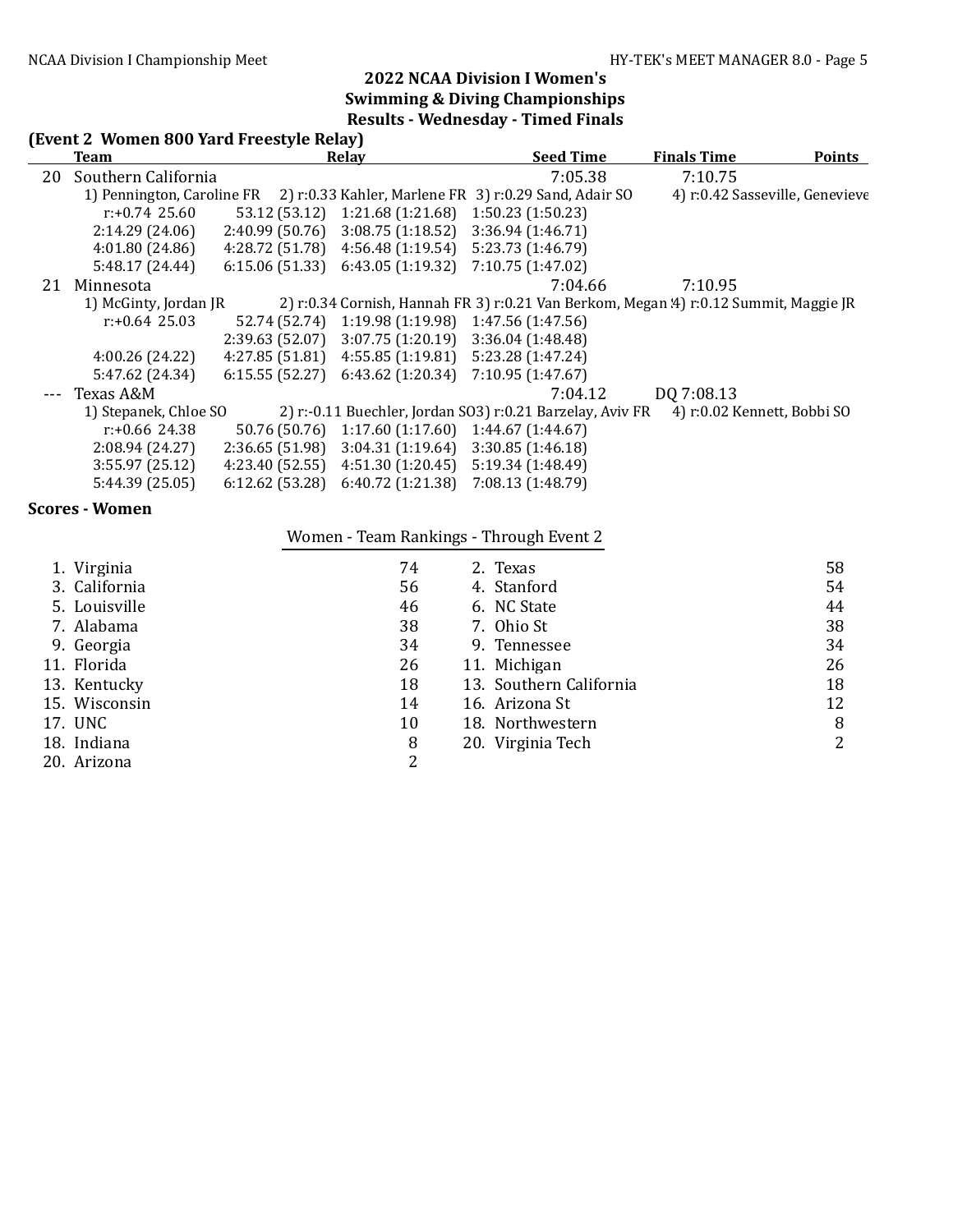## 2022 NCAA Division I Women's Swimming & Diving Championships

### Results - Wednesday - Timed Finals

**(Event 2 Women 800 Yard Freestyle Relay)**

| | Team | Relay | Seed Time | Finals Time | Points |
|---|---|---|---|---|---|
| 20 | Southern California | | 7:05.38 | 7:10.75 | |

1) Pennington, Caroline FR 2) r:0.33 Kahler, Marlene FR 3) r:0.29 Sand, Adair SO 4) r:0.42 Sasseville, Genevieve

| | | | |
|---|---|---|---|
| r:+0.74 25.60 | 53.12 (53.12) | 1:21.68 (1:21.68) | 1:50.23 (1:50.23) |
| 2:14.29 (24.06) | 2:40.99 (50.76) | 3:08.75 (1:18.52) | 3:36.94 (1:46.71) |
| 4:01.80 (24.86) | 4:28.72 (51.78) | 4:56.48 (1:19.54) | 5:23.73 (1:46.79) |
| 5:48.17 (24.44) | 6:15.06 (51.33) | 6:43.05 (1:19.32) | 7:10.75 (1:47.02) |

| | Team | Relay | Seed Time | Finals Time | Points |
|---|---|---|---|---|---|
| 21 | Minnesota | | 7:04.66 | 7:10.95 | |

1) McGinty, Jordan JR 2) r:0.34 Cornish, Hannah FR 3) r:0.21 Van Berkom, Megan 4) r:0.12 Summit, Maggie JR

| | | | |
|---|---|---|---|
| r:+0.64 25.03 | 52.74 (52.74) | 1:19.98 (1:19.98) | 1:47.56 (1:47.56) |
| | 2:39.63 (52.07) | 3:07.75 (1:20.19) | 3:36.04 (1:48.48) |
| 4:00.26 (24.22) | 4:27.85 (51.81) | 4:55.85 (1:19.81) | 5:23.28 (1:47.24) |
| 5:47.62 (24.34) | 6:15.55 (52.27) | 6:43.62 (1:20.34) | 7:10.95 (1:47.67) |

| | Team | Relay | Seed Time | Finals Time | Points |
|---|---|---|---|---|---|
| --- | Texas A&M | | 7:04.12 | DQ 7:08.13 | |

1) Stepanek, Chloe SO 2) r:-0.11 Buechler, Jordan SO 3) r:0.21 Barzelay, Aviv FR 4) r:0.02 Kennett, Bobbi SO

| | | | |
|---|---|---|---|
| r:+0.66 24.38 | 50.76 (50.76) | 1:17.60 (1:17.60) | 1:44.67 (1:44.67) |
| 2:08.94 (24.27) | 2:36.65 (51.98) | 3:04.31 (1:19.64) | 3:30.85 (1:46.18) |
| 3:55.97 (25.12) | 4:23.40 (52.55) | 4:51.30 (1:20.45) | 5:19.34 (1:48.49) |
| 5:44.39 (25.05) | 6:12.62 (53.28) | 6:40.72 (1:21.38) | 7:08.13 (1:48.79) |

### Scores - Women

Women - Team Rankings - Through Event 2

| | | | | | |
|---|---|---|---|---|---|
| 1. | Virginia | 74 | 2. | Texas | 58 |
| 3. | California | 56 | 4. | Stanford | 54 |
| 5. | Louisville | 46 | 6. | NC State | 44 |
| 7. | Alabama | 38 | 7. | Ohio St | 38 |
| 9. | Georgia | 34 | 9. | Tennessee | 34 |
| 11. | Florida | 26 | 11. | Michigan | 26 |
| 13. | Kentucky | 18 | 13. | Southern California | 18 |
| 15. | Wisconsin | 14 | 16. | Arizona St | 12 |
| 17. | UNC | 10 | 18. | Northwestern | 8 |
| 18. | Indiana | 8 | 20. | Virginia Tech | 2 |
| 20. | Arizona | 2 | | | |